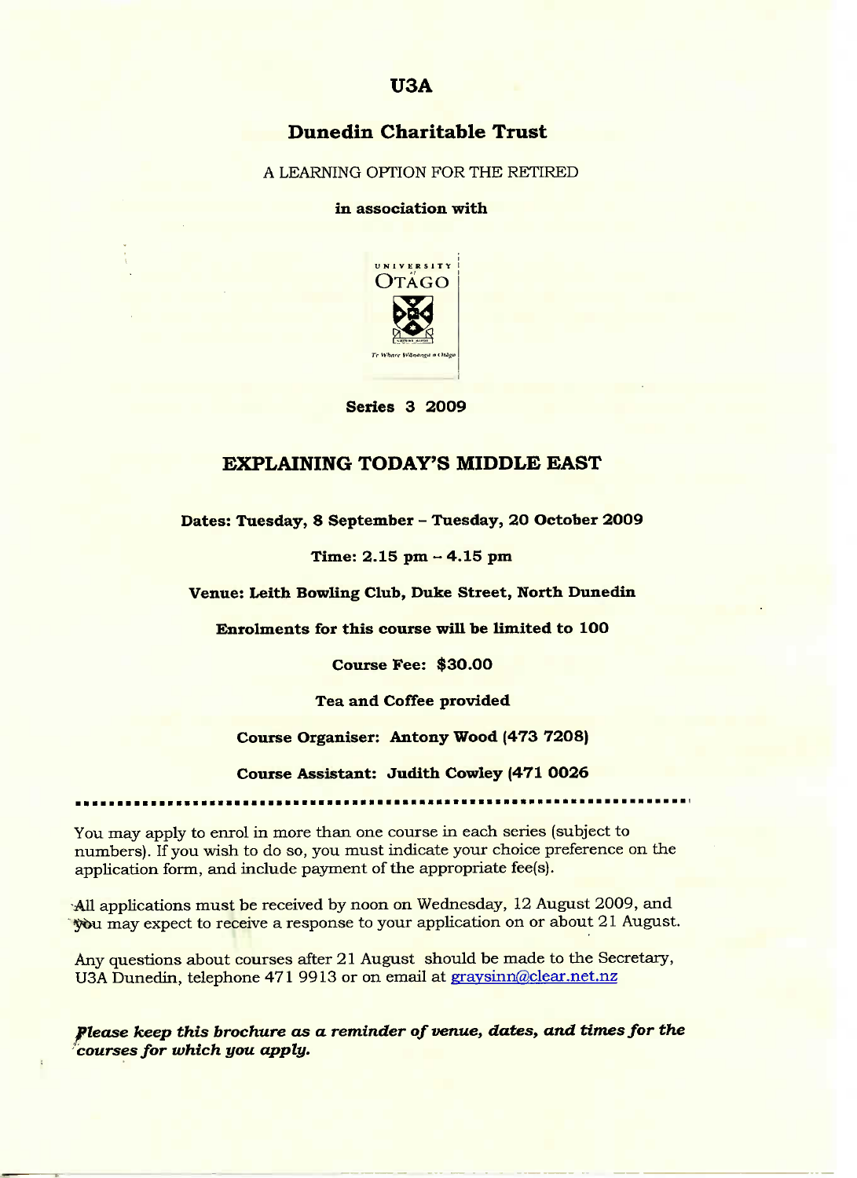# U3A

## Dunedin Charitable Trust

A LEARNING OPTION FOR THE RETIRED

**in association with**

UNIVERSITY of OTAGO

Te Whare Wānanga o Otāgo

**Series 3 2009**

## EXPLAINING TODAY'S MIDDLE EAST

**Dates: Tuesday, 8 September – Tuesday, 20 October 2009**

**Time: 2.15 pm – 4.15 pm**

**Venue: Leith Bowling Club, Duke Street, North Dunedin**

**Enrolments for this course will be limited to 100**

**Course Fee: $30.00**

**Tea and Coffee provided**

**Course Organiser: Antony Wood (473 7208)**

**Course Assistant: Judith Cowley (471 0026**

---

You may apply to enrol in more than one course in each series (subject to numbers). If you wish to do so, you must indicate your choice preference on the application form, and include payment of the appropriate fee(s).

All applications must be received by noon on Wednesday, 12 August 2009, and you may expect to receive a response to your application on or about 21 August.

Any questions about courses after 21 August should be made to the Secretary, U3A Dunedin, telephone 471 9913 or on email at graysinn@clear.net.nz

***Please keep this brochure as a reminder of venue, dates, and times for the courses for which you apply.***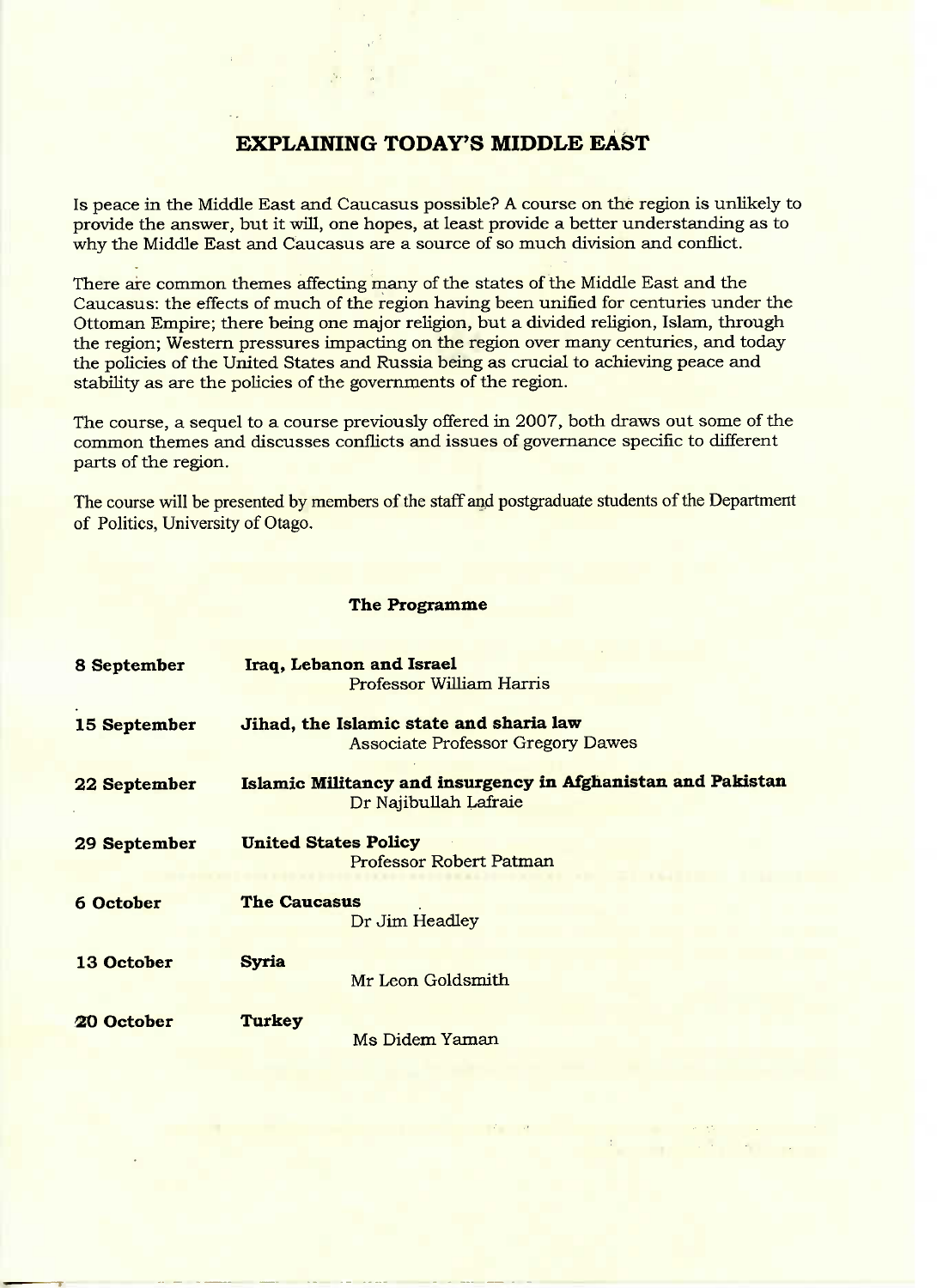# EXPLAINING TODAY'S MIDDLE EAST

Is peace in the Middle East and Caucasus possible? A course on the region is unlikely to provide the answer, but it will, one hopes, at least provide a better understanding as to why the Middle East and Caucasus are a source of so much division and conflict.

There are common themes affecting many of the states of the Middle East and the Caucasus: the effects of much of the region having been unified for centuries under the Ottoman Empire; there being one major religion, but a divided religion, Islam, through the region; Western pressures impacting on the region over many centuries, and today the policies of the United States and Russia being as crucial to achieving peace and stability as are the policies of the governments of the region.

The course, a sequel to a course previously offered in 2007, both draws out some of the common themes and discusses conflicts and issues of governance specific to different parts of the region.

The course will be presented by members of the staff and postgraduate students of the Department of Politics, University of Otago.

## The Programme

| | |
|---|---|
| **8 September** | **Iraq, Lebanon and Israel**<br>Professor William Harris |
| **15 September** | **Jihad, the Islamic state and sharia law**<br>Associate Professor Gregory Dawes |
| **22 September** | **Islamic Militancy and insurgency in Afghanistan and Pakistan**<br>Dr Najibullah Lafraie |
| **29 September** | **United States Policy**<br>Professor Robert Patman |
| **6 October** | **The Caucasus**<br>Dr Jim Headley |
| **13 October** | **Syria**<br>Mr Leon Goldsmith |
| **20 October** | **Turkey**<br>Ms Didem Yaman |